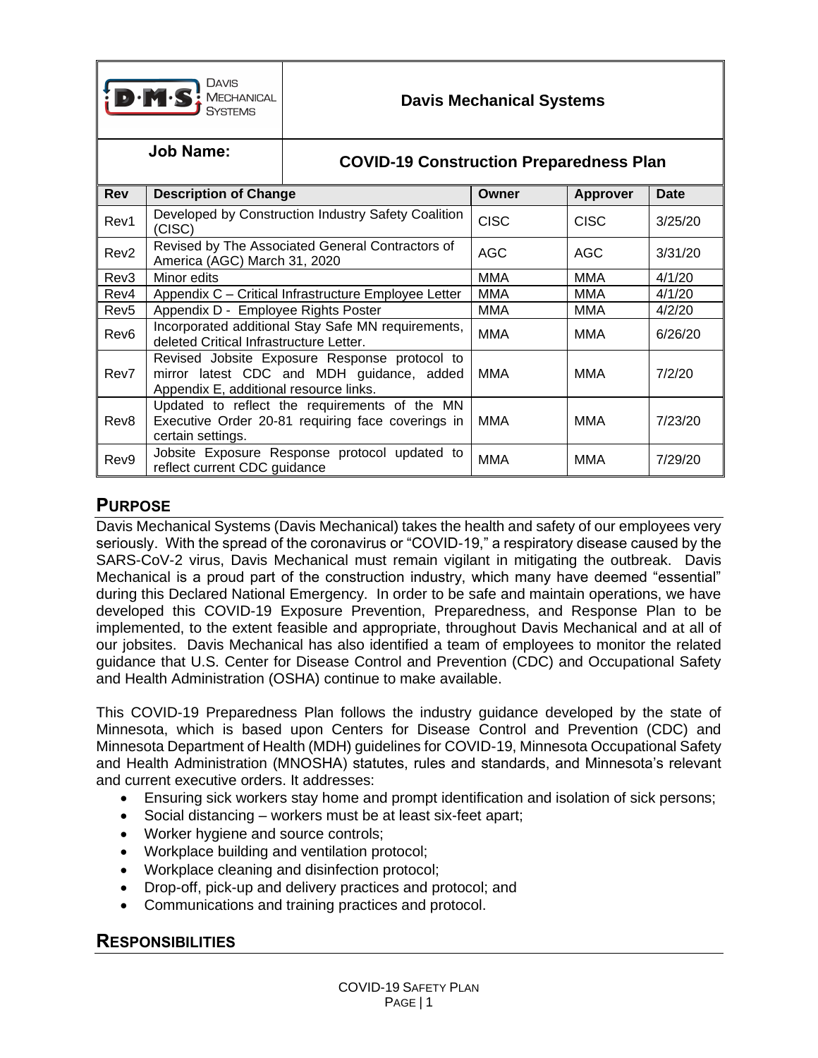| DAVIS MECHANICAL SYSTEMS | Davis Mechanical Systems |
|---|---|
| **Job Name:** | **COVID-19 Construction Preparedness Plan** |

| Rev | Description of Change | Owner | Approver | Date |
|---|---|---|---|---|
| Rev1 | Developed by Construction Industry Safety Coalition (CISC) | CISC | CISC | 3/25/20 |
| Rev2 | Revised by The Associated General Contractors of America (AGC) March 31, 2020 | AGC | AGC | 3/31/20 |
| Rev3 | Minor edits | MMA | MMA | 4/1/20 |
| Rev4 | Appendix C – Critical Infrastructure Employee Letter | MMA | MMA | 4/1/20 |
| Rev5 | Appendix D - Employee Rights Poster | MMA | MMA | 4/2/20 |
| Rev6 | Incorporated additional Stay Safe MN requirements, deleted Critical Infrastructure Letter. | MMA | MMA | 6/26/20 |
| Rev7 | Revised Jobsite Exposure Response protocol to mirror latest CDC and MDH guidance, added Appendix E, additional resource links. | MMA | MMA | 7/2/20 |
| Rev8 | Updated to reflect the requirements of the MN Executive Order 20-81 requiring face coverings in certain settings. | MMA | MMA | 7/23/20 |
| Rev9 | Jobsite Exposure Response protocol updated to reflect current CDC guidance | MMA | MMA | 7/29/20 |

## PURPOSE

Davis Mechanical Systems (Davis Mechanical) takes the health and safety of our employees very seriously. With the spread of the coronavirus or "COVID-19," a respiratory disease caused by the SARS-CoV-2 virus, Davis Mechanical must remain vigilant in mitigating the outbreak. Davis Mechanical is a proud part of the construction industry, which many have deemed "essential" during this Declared National Emergency. In order to be safe and maintain operations, we have developed this COVID-19 Exposure Prevention, Preparedness, and Response Plan to be implemented, to the extent feasible and appropriate, throughout Davis Mechanical and at all of our jobsites. Davis Mechanical has also identified a team of employees to monitor the related guidance that U.S. Center for Disease Control and Prevention (CDC) and Occupational Safety and Health Administration (OSHA) continue to make available.

This COVID-19 Preparedness Plan follows the industry guidance developed by the state of Minnesota, which is based upon Centers for Disease Control and Prevention (CDC) and Minnesota Department of Health (MDH) guidelines for COVID-19, Minnesota Occupational Safety and Health Administration (MNOSHA) statutes, rules and standards, and Minnesota's relevant and current executive orders. It addresses:

- Ensuring sick workers stay home and prompt identification and isolation of sick persons;
- Social distancing – workers must be at least six-feet apart;
- Worker hygiene and source controls;
- Workplace building and ventilation protocol;
- Workplace cleaning and disinfection protocol;
- Drop-off, pick-up and delivery practices and protocol; and
- Communications and training practices and protocol.

## RESPONSIBILITIES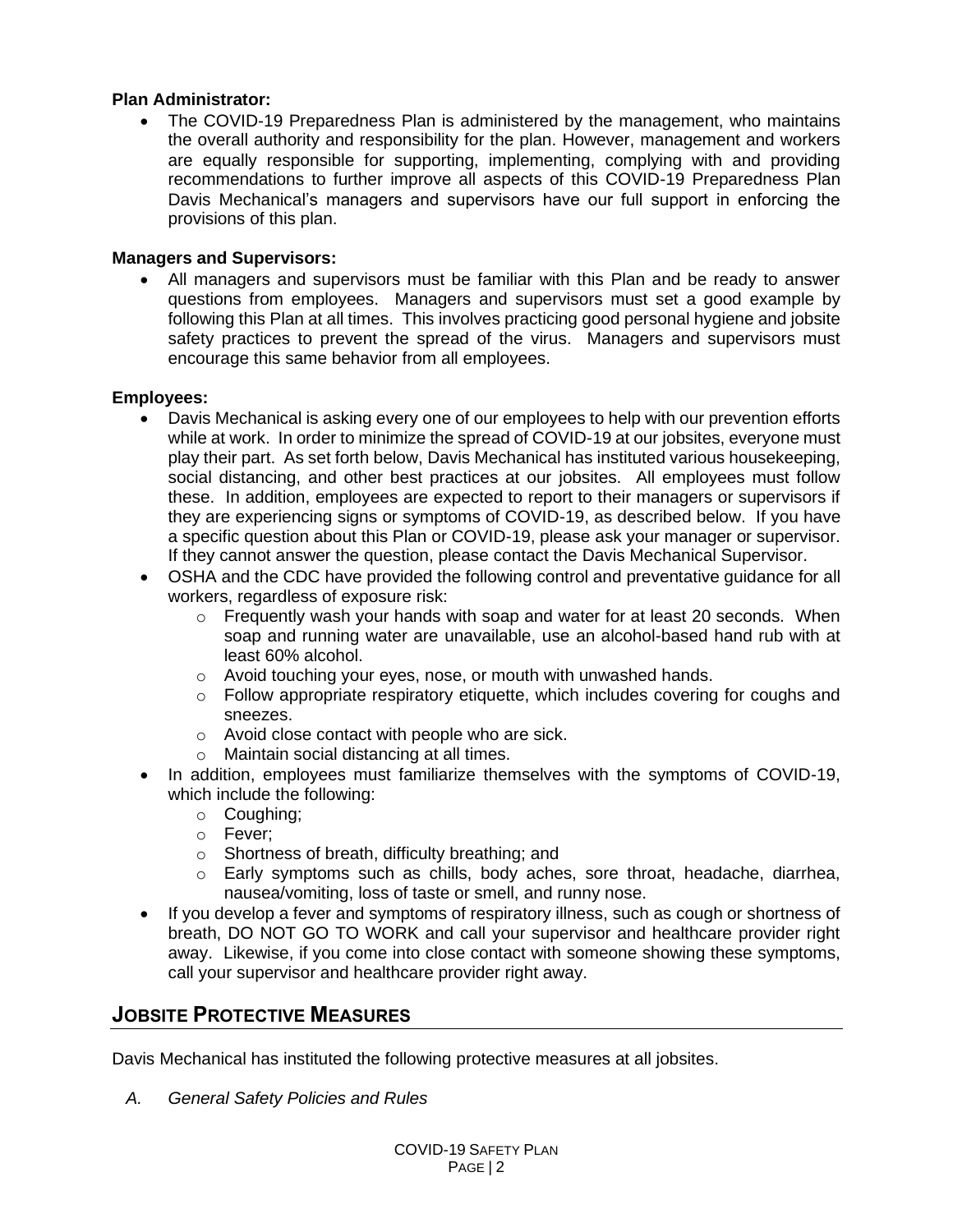**Plan Administrator:**

- The COVID-19 Preparedness Plan is administered by the management, who maintains the overall authority and responsibility for the plan. However, management and workers are equally responsible for supporting, implementing, complying with and providing recommendations to further improve all aspects of this COVID-19 Preparedness Plan Davis Mechanical's managers and supervisors have our full support in enforcing the provisions of this plan.

**Managers and Supervisors:**

- All managers and supervisors must be familiar with this Plan and be ready to answer questions from employees. Managers and supervisors must set a good example by following this Plan at all times. This involves practicing good personal hygiene and jobsite safety practices to prevent the spread of the virus. Managers and supervisors must encourage this same behavior from all employees.

**Employees:**

- Davis Mechanical is asking every one of our employees to help with our prevention efforts while at work. In order to minimize the spread of COVID-19 at our jobsites, everyone must play their part. As set forth below, Davis Mechanical has instituted various housekeeping, social distancing, and other best practices at our jobsites. All employees must follow these. In addition, employees are expected to report to their managers or supervisors if they are experiencing signs or symptoms of COVID-19, as described below. If you have a specific question about this Plan or COVID-19, please ask your manager or supervisor. If they cannot answer the question, please contact the Davis Mechanical Supervisor.
- OSHA and the CDC have provided the following control and preventative guidance for all workers, regardless of exposure risk:
  - Frequently wash your hands with soap and water for at least 20 seconds. When soap and running water are unavailable, use an alcohol-based hand rub with at least 60% alcohol.
  - Avoid touching your eyes, nose, or mouth with unwashed hands.
  - Follow appropriate respiratory etiquette, which includes covering for coughs and sneezes.
  - Avoid close contact with people who are sick.
  - Maintain social distancing at all times.
- In addition, employees must familiarize themselves with the symptoms of COVID-19, which include the following:
  - Coughing;
  - Fever;
  - Shortness of breath, difficulty breathing; and
  - Early symptoms such as chills, body aches, sore throat, headache, diarrhea, nausea/vomiting, loss of taste or smell, and runny nose.
- If you develop a fever and symptoms of respiratory illness, such as cough or shortness of breath, DO NOT GO TO WORK and call your supervisor and healthcare provider right away. Likewise, if you come into close contact with someone showing these symptoms, call your supervisor and healthcare provider right away.

## JOBSITE PROTECTIVE MEASURES

Davis Mechanical has instituted the following protective measures at all jobsites.

*A. General Safety Policies and Rules*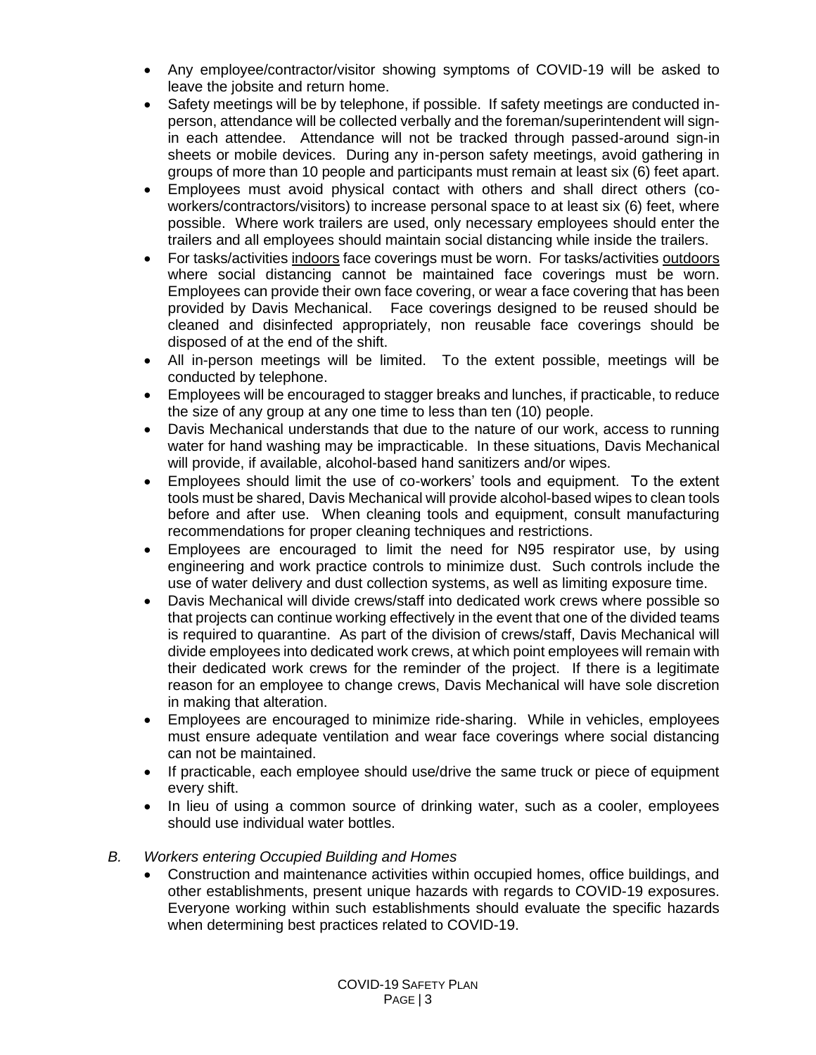- Any employee/contractor/visitor showing symptoms of COVID-19 will be asked to leave the jobsite and return home.
- Safety meetings will be by telephone, if possible. If safety meetings are conducted in-person, attendance will be collected verbally and the foreman/superintendent will sign-in each attendee. Attendance will not be tracked through passed-around sign-in sheets or mobile devices. During any in-person safety meetings, avoid gathering in groups of more than 10 people and participants must remain at least six (6) feet apart.
- Employees must avoid physical contact with others and shall direct others (co-workers/contractors/visitors) to increase personal space to at least six (6) feet, where possible. Where work trailers are used, only necessary employees should enter the trailers and all employees should maintain social distancing while inside the trailers.
- For tasks/activities <u>indoors</u> face coverings must be worn. For tasks/activities <u>outdoors</u> where social distancing cannot be maintained face coverings must be worn. Employees can provide their own face covering, or wear a face covering that has been provided by Davis Mechanical. Face coverings designed to be reused should be cleaned and disinfected appropriately, non reusable face coverings should be disposed of at the end of the shift.
- All in-person meetings will be limited. To the extent possible, meetings will be conducted by telephone.
- Employees will be encouraged to stagger breaks and lunches, if practicable, to reduce the size of any group at any one time to less than ten (10) people.
- Davis Mechanical understands that due to the nature of our work, access to running water for hand washing may be impracticable. In these situations, Davis Mechanical will provide, if available, alcohol-based hand sanitizers and/or wipes.
- Employees should limit the use of co-workers' tools and equipment. To the extent tools must be shared, Davis Mechanical will provide alcohol-based wipes to clean tools before and after use. When cleaning tools and equipment, consult manufacturing recommendations for proper cleaning techniques and restrictions.
- Employees are encouraged to limit the need for N95 respirator use, by using engineering and work practice controls to minimize dust. Such controls include the use of water delivery and dust collection systems, as well as limiting exposure time.
- Davis Mechanical will divide crews/staff into dedicated work crews where possible so that projects can continue working effectively in the event that one of the divided teams is required to quarantine. As part of the division of crews/staff, Davis Mechanical will divide employees into dedicated work crews, at which point employees will remain with their dedicated work crews for the reminder of the project. If there is a legitimate reason for an employee to change crews, Davis Mechanical will have sole discretion in making that alteration.
- Employees are encouraged to minimize ride-sharing. While in vehicles, employees must ensure adequate ventilation and wear face coverings where social distancing can not be maintained.
- If practicable, each employee should use/drive the same truck or piece of equipment every shift.
- In lieu of using a common source of drinking water, such as a cooler, employees should use individual water bottles.

*B. Workers entering Occupied Building and Homes*

- Construction and maintenance activities within occupied homes, office buildings, and other establishments, present unique hazards with regards to COVID-19 exposures. Everyone working within such establishments should evaluate the specific hazards when determining best practices related to COVID-19.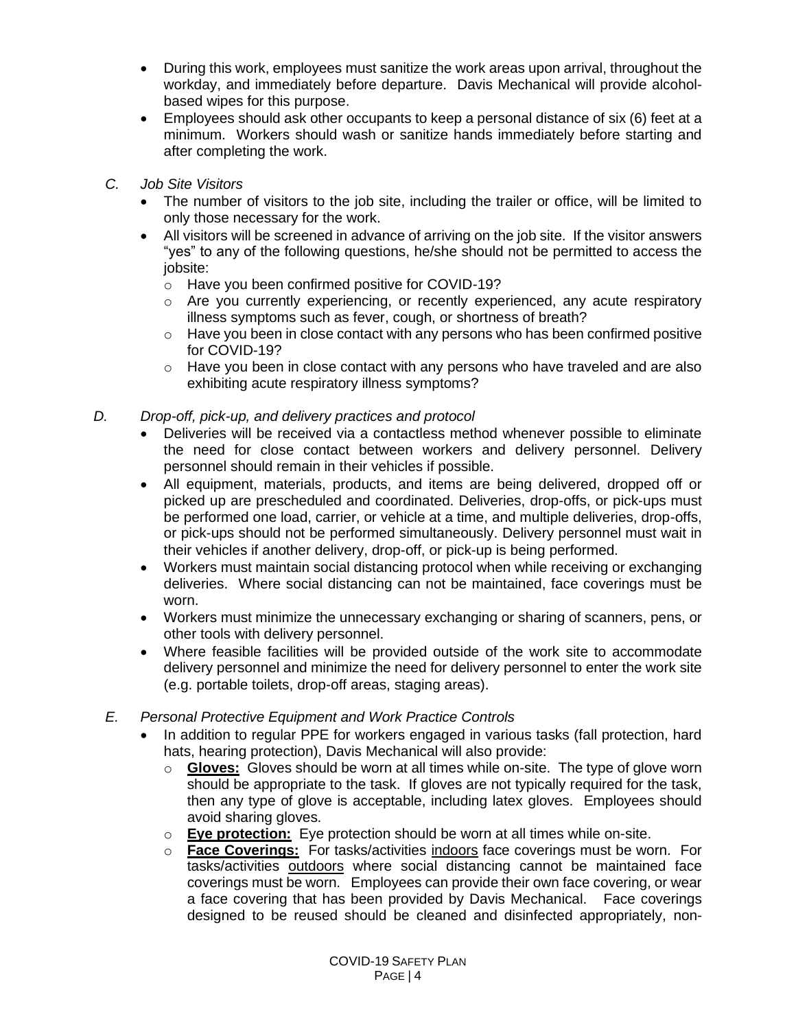- During this work, employees must sanitize the work areas upon arrival, throughout the workday, and immediately before departure. Davis Mechanical will provide alcohol-based wipes for this purpose.
- Employees should ask other occupants to keep a personal distance of six (6) feet at a minimum. Workers should wash or sanitize hands immediately before starting and after completing the work.

C. *Job Site Visitors*

- The number of visitors to the job site, including the trailer or office, will be limited to only those necessary for the work.
- All visitors will be screened in advance of arriving on the job site. If the visitor answers "yes" to any of the following questions, he/she should not be permitted to access the jobsite:
  - Have you been confirmed positive for COVID-19?
  - Are you currently experiencing, or recently experienced, any acute respiratory illness symptoms such as fever, cough, or shortness of breath?
  - Have you been in close contact with any persons who has been confirmed positive for COVID-19?
  - Have you been in close contact with any persons who have traveled and are also exhibiting acute respiratory illness symptoms?

D. *Drop-off, pick-up, and delivery practices and protocol*

- Deliveries will be received via a contactless method whenever possible to eliminate the need for close contact between workers and delivery personnel. Delivery personnel should remain in their vehicles if possible.
- All equipment, materials, products, and items are being delivered, dropped off or picked up are prescheduled and coordinated. Deliveries, drop-offs, or pick-ups must be performed one load, carrier, or vehicle at a time, and multiple deliveries, drop-offs, or pick-ups should not be performed simultaneously. Delivery personnel must wait in their vehicles if another delivery, drop-off, or pick-up is being performed.
- Workers must maintain social distancing protocol when while receiving or exchanging deliveries. Where social distancing can not be maintained, face coverings must be worn.
- Workers must minimize the unnecessary exchanging or sharing of scanners, pens, or other tools with delivery personnel.
- Where feasible facilities will be provided outside of the work site to accommodate delivery personnel and minimize the need for delivery personnel to enter the work site (e.g. portable toilets, drop-off areas, staging areas).

E. *Personal Protective Equipment and Work Practice Controls*

- In addition to regular PPE for workers engaged in various tasks (fall protection, hard hats, hearing protection), Davis Mechanical will also provide:
  - **Gloves:** Gloves should be worn at all times while on-site. The type of glove worn should be appropriate to the task. If gloves are not typically required for the task, then any type of glove is acceptable, including latex gloves. Employees should avoid sharing gloves.
  - **Eye protection:** Eye protection should be worn at all times while on-site.
  - **Face Coverings:** For tasks/activities indoors face coverings must be worn. For tasks/activities outdoors where social distancing cannot be maintained face coverings must be worn. Employees can provide their own face covering, or wear a face covering that has been provided by Davis Mechanical. Face coverings designed to be reused should be cleaned and disinfected appropriately, non-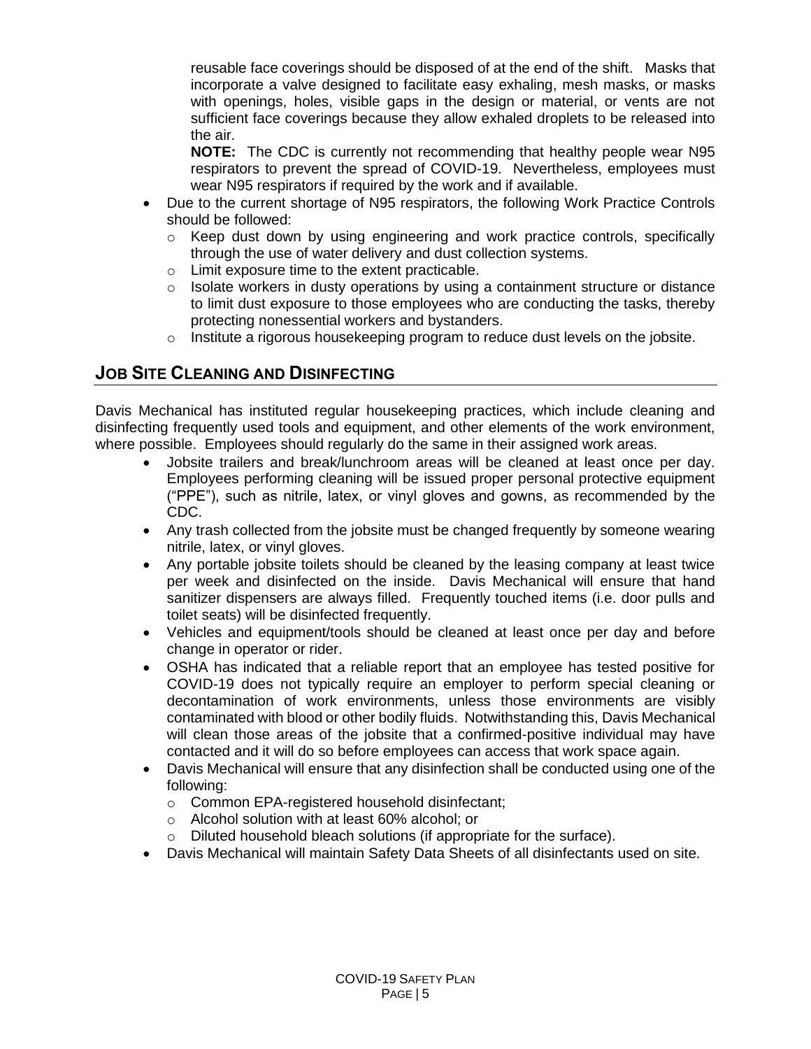reusable face coverings should be disposed of at the end of the shift. Masks that incorporate a valve designed to facilitate easy exhaling, mesh masks, or masks with openings, holes, visible gaps in the design or material, or vents are not sufficient face coverings because they allow exhaled droplets to be released into the air.

**NOTE:** The CDC is currently not recommending that healthy people wear N95 respirators to prevent the spread of COVID-19. Nevertheless, employees must wear N95 respirators if required by the work and if available.

- Due to the current shortage of N95 respirators, the following Work Practice Controls should be followed:
  - Keep dust down by using engineering and work practice controls, specifically through the use of water delivery and dust collection systems.
  - Limit exposure time to the extent practicable.
  - Isolate workers in dusty operations by using a containment structure or distance to limit dust exposure to those employees who are conducting the tasks, thereby protecting nonessential workers and bystanders.
  - Institute a rigorous housekeeping program to reduce dust levels on the jobsite.

## JOB SITE CLEANING AND DISINFECTING

Davis Mechanical has instituted regular housekeeping practices, which include cleaning and disinfecting frequently used tools and equipment, and other elements of the work environment, where possible. Employees should regularly do the same in their assigned work areas.

- Jobsite trailers and break/lunchroom areas will be cleaned at least once per day. Employees performing cleaning will be issued proper personal protective equipment ("PPE"), such as nitrile, latex, or vinyl gloves and gowns, as recommended by the CDC.
- Any trash collected from the jobsite must be changed frequently by someone wearing nitrile, latex, or vinyl gloves.
- Any portable jobsite toilets should be cleaned by the leasing company at least twice per week and disinfected on the inside. Davis Mechanical will ensure that hand sanitizer dispensers are always filled. Frequently touched items (i.e. door pulls and toilet seats) will be disinfected frequently.
- Vehicles and equipment/tools should be cleaned at least once per day and before change in operator or rider.
- OSHA has indicated that a reliable report that an employee has tested positive for COVID-19 does not typically require an employer to perform special cleaning or decontamination of work environments, unless those environments are visibly contaminated with blood or other bodily fluids. Notwithstanding this, Davis Mechanical will clean those areas of the jobsite that a confirmed-positive individual may have contacted and it will do so before employees can access that work space again.
- Davis Mechanical will ensure that any disinfection shall be conducted using one of the following:
  - Common EPA-registered household disinfectant;
  - Alcohol solution with at least 60% alcohol; or
  - Diluted household bleach solutions (if appropriate for the surface).
- Davis Mechanical will maintain Safety Data Sheets of all disinfectants used on site.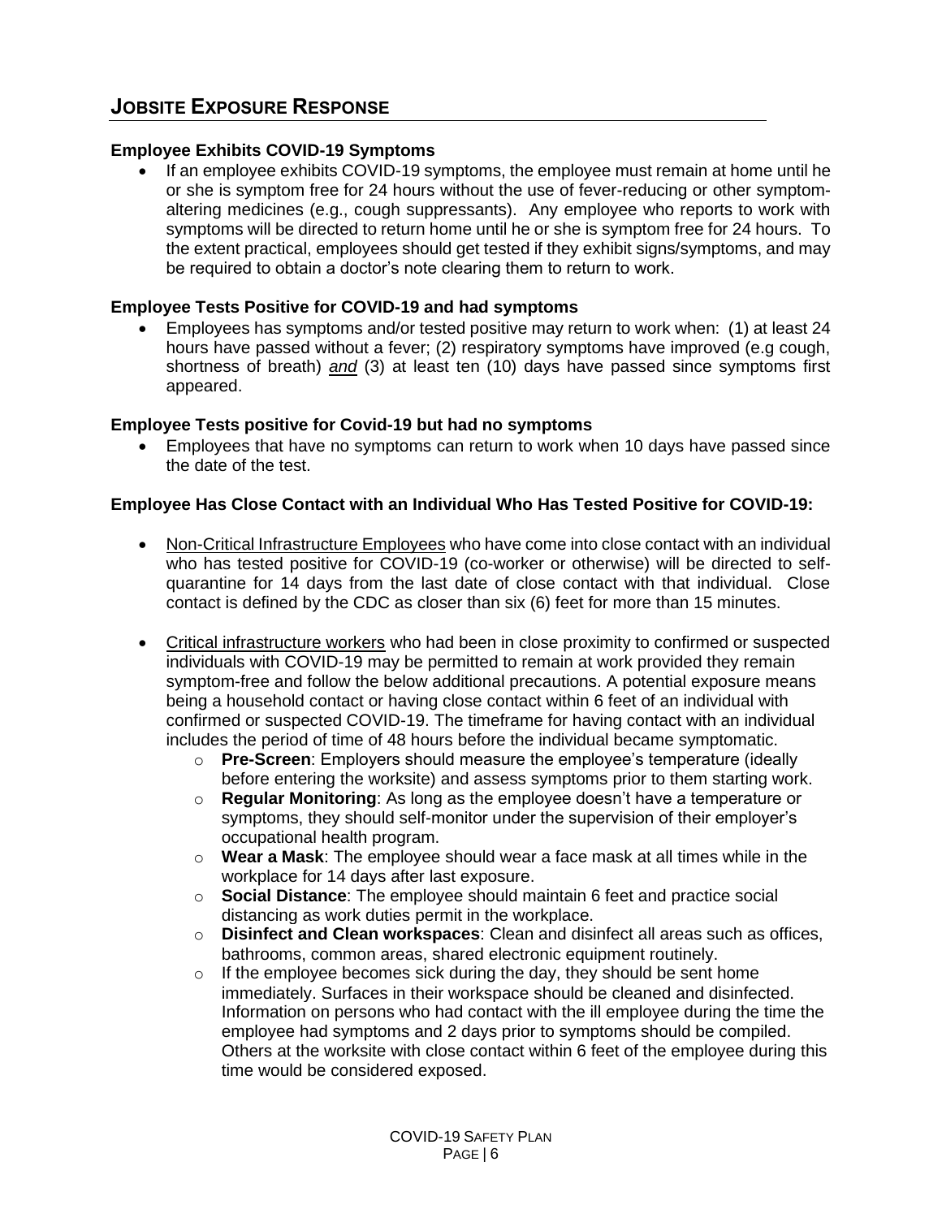## JOBSITE EXPOSURE RESPONSE

**Employee Exhibits COVID-19 Symptoms**

- If an employee exhibits COVID-19 symptoms, the employee must remain at home until he or she is symptom free for 24 hours without the use of fever-reducing or other symptom-altering medicines (e.g., cough suppressants). Any employee who reports to work with symptoms will be directed to return home until he or she is symptom free for 24 hours. To the extent practical, employees should get tested if they exhibit signs/symptoms, and may be required to obtain a doctor's note clearing them to return to work.

**Employee Tests Positive for COVID-19 and had symptoms**

- Employees has symptoms and/or tested positive may return to work when: (1) at least 24 hours have passed without a fever; (2) respiratory symptoms have improved (e.g cough, shortness of breath) ***and*** (3) at least ten (10) days have passed since symptoms first appeared.

**Employee Tests positive for Covid-19 but had no symptoms**

- Employees that have no symptoms can return to work when 10 days have passed since the date of the test.

**Employee Has Close Contact with an Individual Who Has Tested Positive for COVID-19:**

- Non-Critical Infrastructure Employees who have come into close contact with an individual who has tested positive for COVID-19 (co-worker or otherwise) will be directed to self-quarantine for 14 days from the last date of close contact with that individual. Close contact is defined by the CDC as closer than six (6) feet for more than 15 minutes.

- Critical infrastructure workers who had been in close proximity to confirmed or suspected individuals with COVID-19 may be permitted to remain at work provided they remain symptom-free and follow the below additional precautions. A potential exposure means being a household contact or having close contact within 6 feet of an individual with confirmed or suspected COVID-19. The timeframe for having contact with an individual includes the period of time of 48 hours before the individual became symptomatic.
  - **Pre-Screen**: Employers should measure the employee's temperature (ideally before entering the worksite) and assess symptoms prior to them starting work.
  - **Regular Monitoring**: As long as the employee doesn't have a temperature or symptoms, they should self-monitor under the supervision of their employer's occupational health program.
  - **Wear a Mask**: The employee should wear a face mask at all times while in the workplace for 14 days after last exposure.
  - **Social Distance**: The employee should maintain 6 feet and practice social distancing as work duties permit in the workplace.
  - **Disinfect and Clean workspaces**: Clean and disinfect all areas such as offices, bathrooms, common areas, shared electronic equipment routinely.
  - If the employee becomes sick during the day, they should be sent home immediately. Surfaces in their workspace should be cleaned and disinfected. Information on persons who had contact with the ill employee during the time the employee had symptoms and 2 days prior to symptoms should be compiled. Others at the worksite with close contact within 6 feet of the employee during this time would be considered exposed.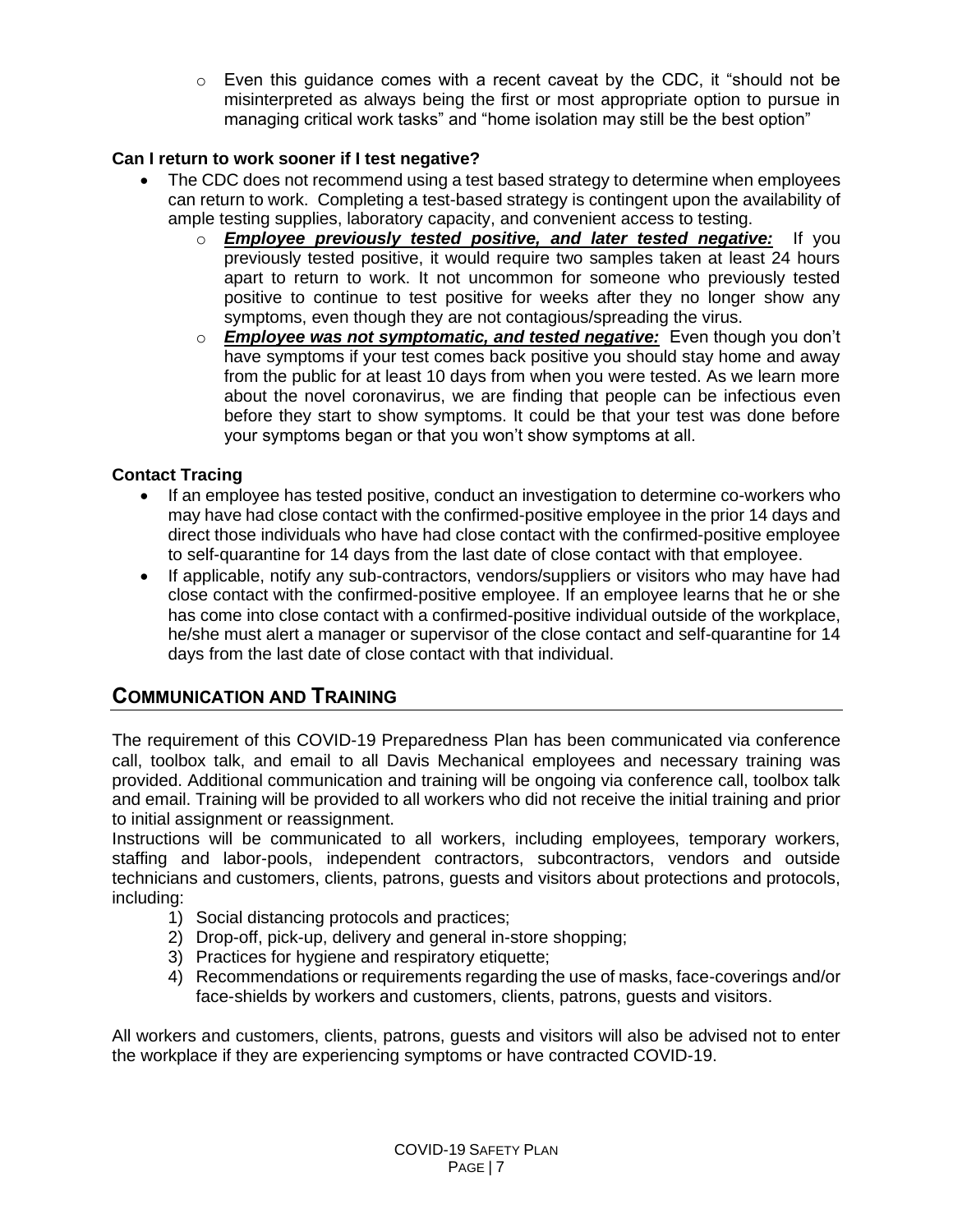- Even this guidance comes with a recent caveat by the CDC, it "should not be misinterpreted as always being the first or most appropriate option to pursue in managing critical work tasks" and "home isolation may still be the best option"

**Can I return to work sooner if I test negative?**

- The CDC does not recommend using a test based strategy to determine when employees can return to work. Completing a test-based strategy is contingent upon the availability of ample testing supplies, laboratory capacity, and convenient access to testing.
    - ***Employee previously tested positive, and later tested negative:*** If you previously tested positive, it would require two samples taken at least 24 hours apart to return to work. It not uncommon for someone who previously tested positive to continue to test positive for weeks after they no longer show any symptoms, even though they are not contagious/spreading the virus.
    - ***Employee was not symptomatic, and tested negative:*** Even though you don't have symptoms if your test comes back positive you should stay home and away from the public for at least 10 days from when you were tested. As we learn more about the novel coronavirus, we are finding that people can be infectious even before they start to show symptoms. It could be that your test was done before your symptoms began or that you won't show symptoms at all.

**Contact Tracing**

- If an employee has tested positive, conduct an investigation to determine co-workers who may have had close contact with the confirmed-positive employee in the prior 14 days and direct those individuals who have had close contact with the confirmed-positive employee to self-quarantine for 14 days from the last date of close contact with that employee.
- If applicable, notify any sub-contractors, vendors/suppliers or visitors who may have had close contact with the confirmed-positive employee. If an employee learns that he or she has come into close contact with a confirmed-positive individual outside of the workplace, he/she must alert a manager or supervisor of the close contact and self-quarantine for 14 days from the last date of close contact with that individual.

## COMMUNICATION AND TRAINING

The requirement of this COVID-19 Preparedness Plan has been communicated via conference call, toolbox talk, and email to all Davis Mechanical employees and necessary training was provided. Additional communication and training will be ongoing via conference call, toolbox talk and email. Training will be provided to all workers who did not receive the initial training and prior to initial assignment or reassignment.

Instructions will be communicated to all workers, including employees, temporary workers, staffing and labor-pools, independent contractors, subcontractors, vendors and outside technicians and customers, clients, patrons, guests and visitors about protections and protocols, including:

1) Social distancing protocols and practices;
2) Drop-off, pick-up, delivery and general in-store shopping;
3) Practices for hygiene and respiratory etiquette;
4) Recommendations or requirements regarding the use of masks, face-coverings and/or face-shields by workers and customers, clients, patrons, guests and visitors.

All workers and customers, clients, patrons, guests and visitors will also be advised not to enter the workplace if they are experiencing symptoms or have contracted COVID-19.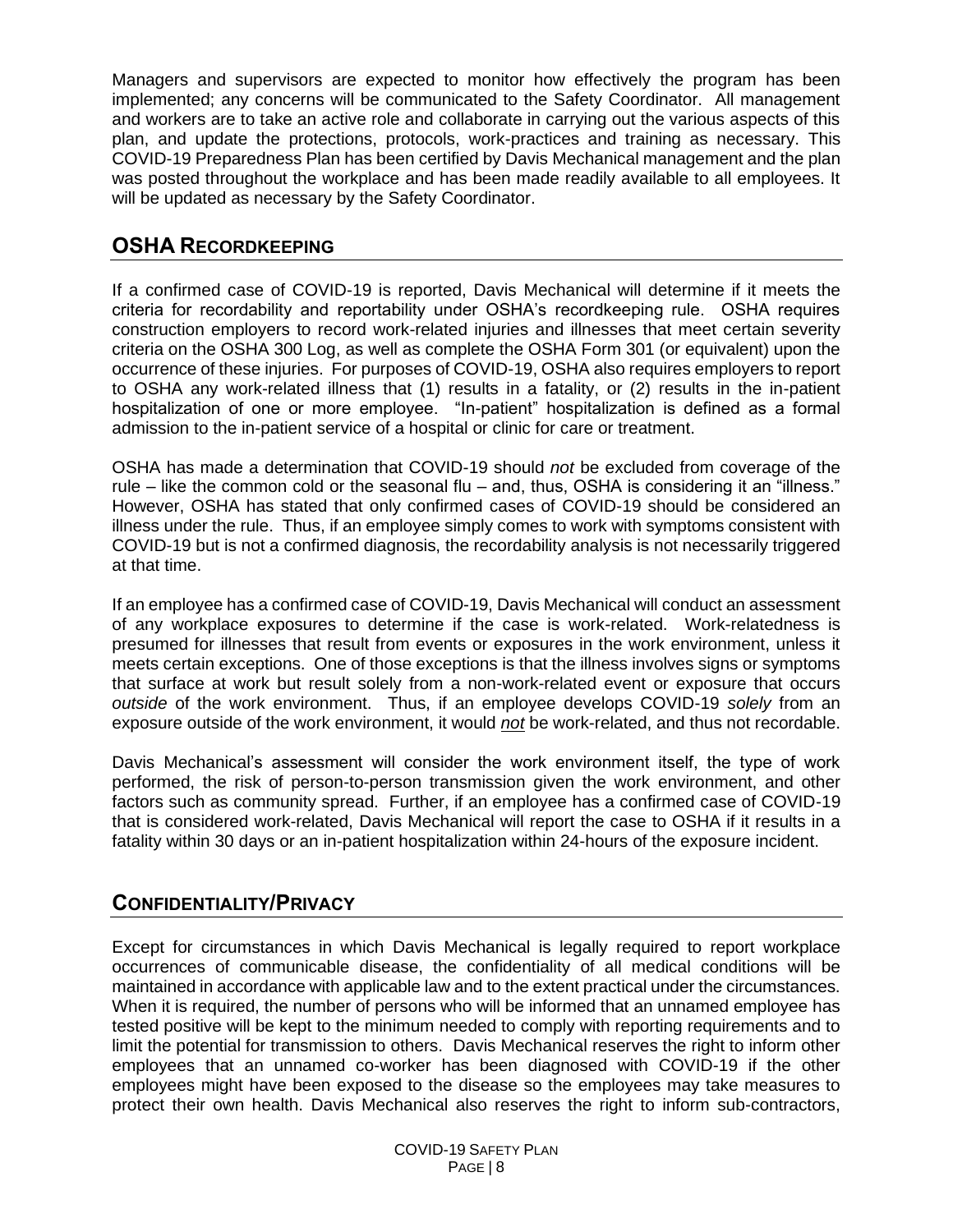Managers and supervisors are expected to monitor how effectively the program has been implemented; any concerns will be communicated to the Safety Coordinator. All management and workers are to take an active role and collaborate in carrying out the various aspects of this plan, and update the protections, protocols, work-practices and training as necessary. This COVID-19 Preparedness Plan has been certified by Davis Mechanical management and the plan was posted throughout the workplace and has been made readily available to all employees. It will be updated as necessary by the Safety Coordinator.

## OSHA Recordkeeping

If a confirmed case of COVID-19 is reported, Davis Mechanical will determine if it meets the criteria for recordability and reportability under OSHA's recordkeeping rule. OSHA requires construction employers to record work-related injuries and illnesses that meet certain severity criteria on the OSHA 300 Log, as well as complete the OSHA Form 301 (or equivalent) upon the occurrence of these injuries. For purposes of COVID-19, OSHA also requires employers to report to OSHA any work-related illness that (1) results in a fatality, or (2) results in the in-patient hospitalization of one or more employee. "In-patient" hospitalization is defined as a formal admission to the in-patient service of a hospital or clinic for care or treatment.

OSHA has made a determination that COVID-19 should *not* be excluded from coverage of the rule – like the common cold or the seasonal flu – and, thus, OSHA is considering it an "illness." However, OSHA has stated that only confirmed cases of COVID-19 should be considered an illness under the rule. Thus, if an employee simply comes to work with symptoms consistent with COVID-19 but is not a confirmed diagnosis, the recordability analysis is not necessarily triggered at that time.

If an employee has a confirmed case of COVID-19, Davis Mechanical will conduct an assessment of any workplace exposures to determine if the case is work-related. Work-relatedness is presumed for illnesses that result from events or exposures in the work environment, unless it meets certain exceptions. One of those exceptions is that the illness involves signs or symptoms that surface at work but result solely from a non-work-related event or exposure that occurs *outside* of the work environment. Thus, if an employee develops COVID-19 *solely* from an exposure outside of the work environment, it would ***not*** be work-related, and thus not recordable.

Davis Mechanical's assessment will consider the work environment itself, the type of work performed, the risk of person-to-person transmission given the work environment, and other factors such as community spread. Further, if an employee has a confirmed case of COVID-19 that is considered work-related, Davis Mechanical will report the case to OSHA if it results in a fatality within 30 days or an in-patient hospitalization within 24-hours of the exposure incident.

## Confidentiality/Privacy

Except for circumstances in which Davis Mechanical is legally required to report workplace occurrences of communicable disease, the confidentiality of all medical conditions will be maintained in accordance with applicable law and to the extent practical under the circumstances. When it is required, the number of persons who will be informed that an unnamed employee has tested positive will be kept to the minimum needed to comply with reporting requirements and to limit the potential for transmission to others. Davis Mechanical reserves the right to inform other employees that an unnamed co-worker has been diagnosed with COVID-19 if the other employees might have been exposed to the disease so the employees may take measures to protect their own health. Davis Mechanical also reserves the right to inform sub-contractors,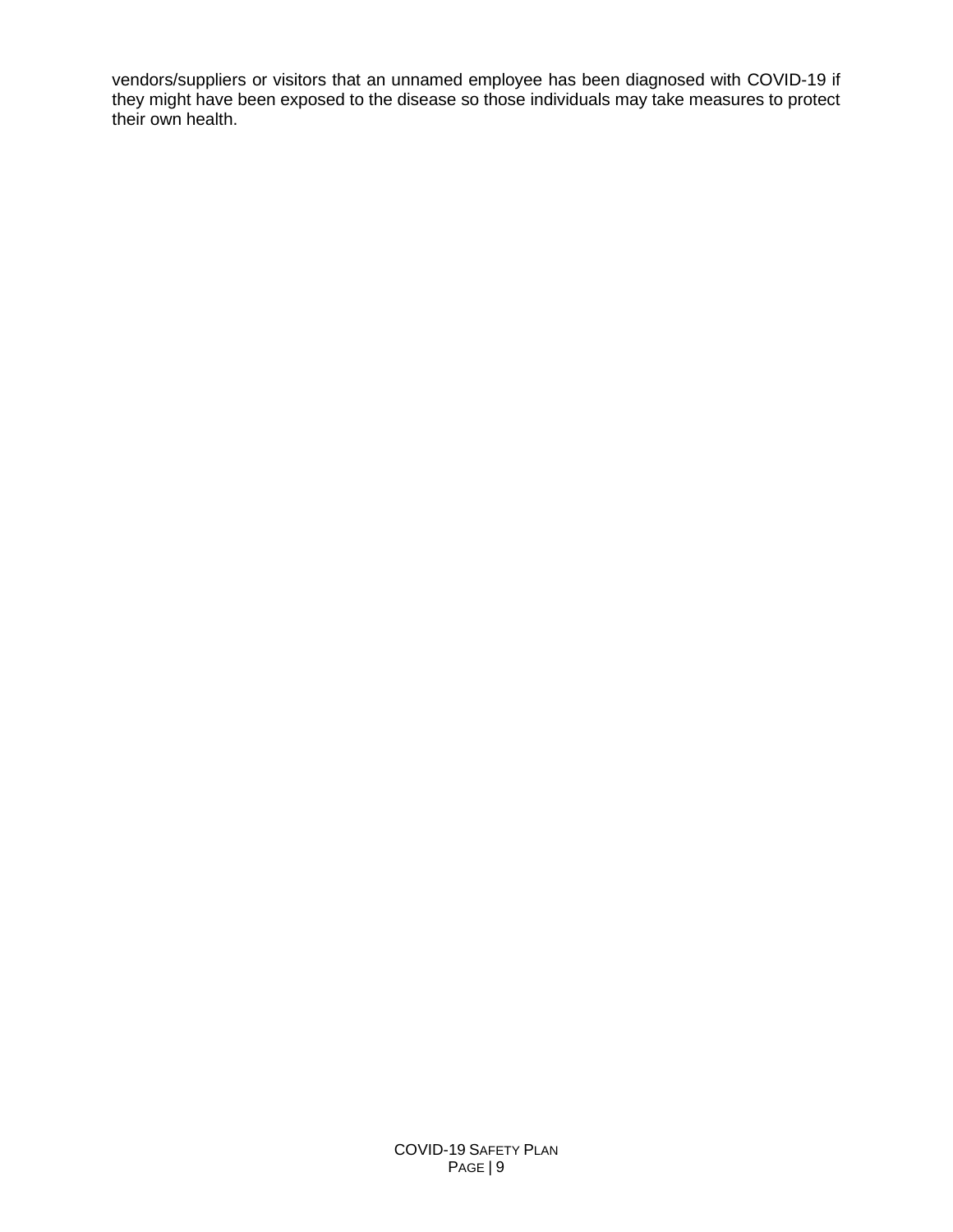vendors/suppliers or visitors that an unnamed employee has been diagnosed with COVID-19 if they might have been exposed to the disease so those individuals may take measures to protect their own health.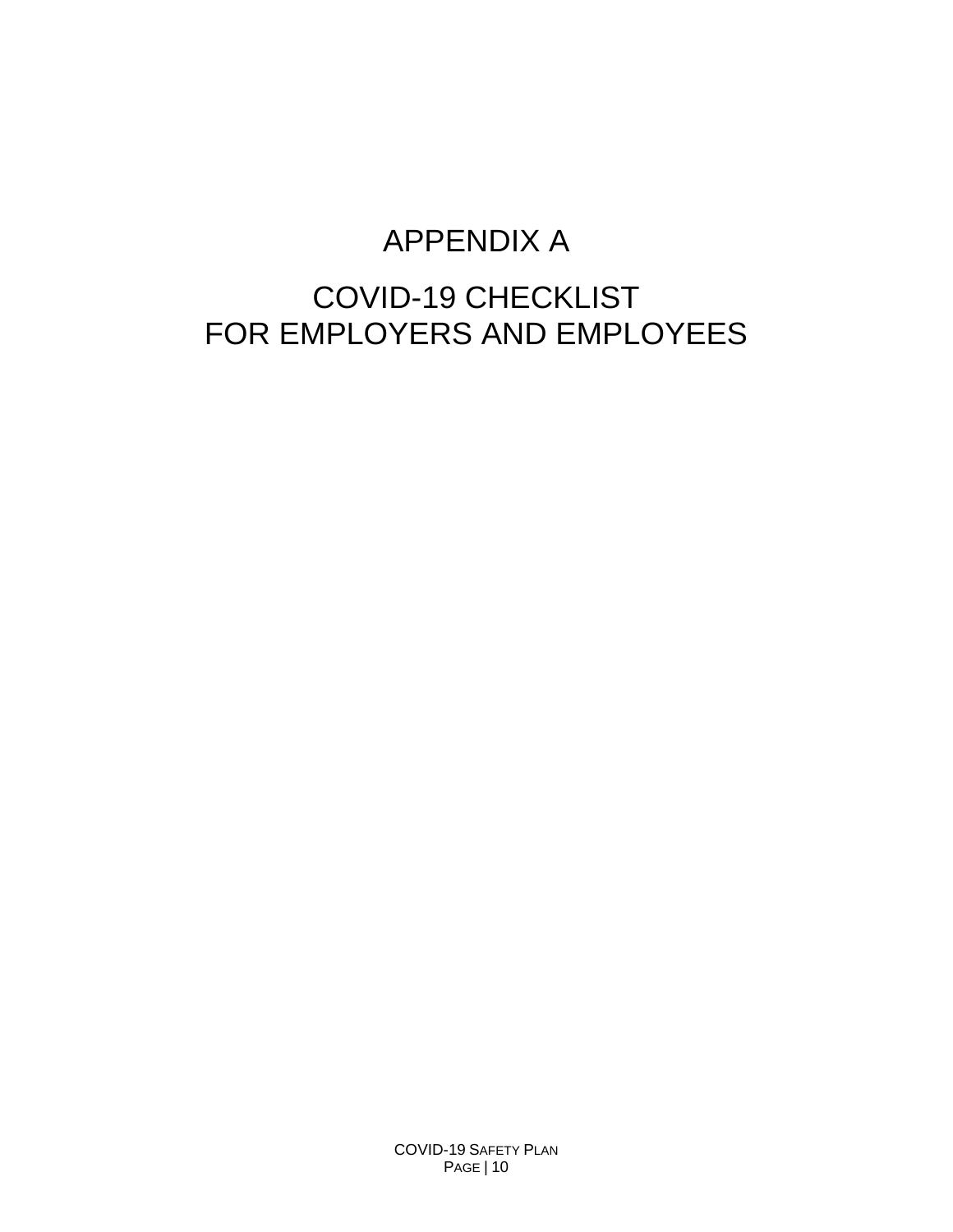# APPENDIX A

# COVID-19 CHECKLIST FOR EMPLOYERS AND EMPLOYEES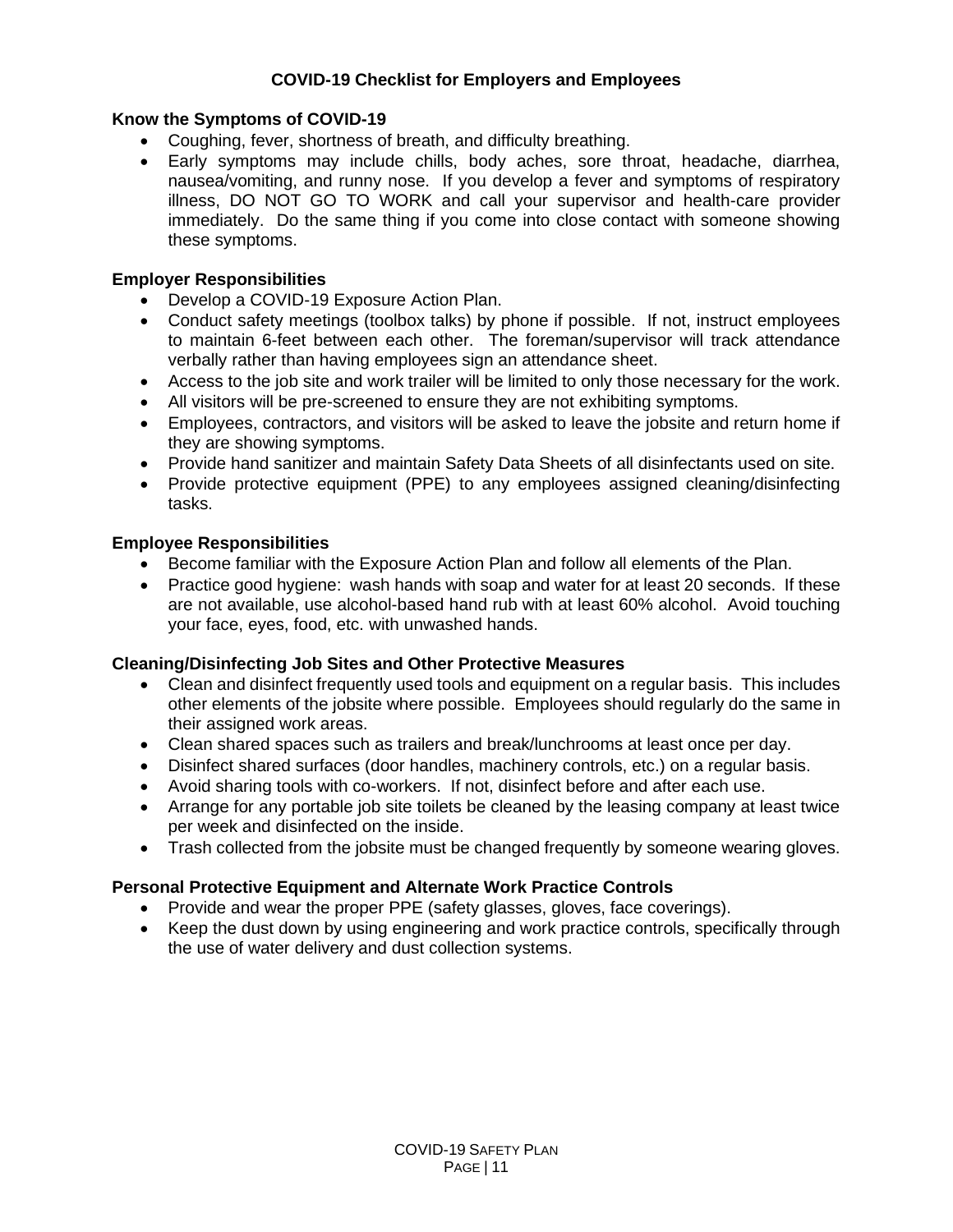## COVID-19 Checklist for Employers and Employees

**Know the Symptoms of COVID-19**

- Coughing, fever, shortness of breath, and difficulty breathing.
- Early symptoms may include chills, body aches, sore throat, headache, diarrhea, nausea/vomiting, and runny nose. If you develop a fever and symptoms of respiratory illness, DO NOT GO TO WORK and call your supervisor and health-care provider immediately. Do the same thing if you come into close contact with someone showing these symptoms.

**Employer Responsibilities**

- Develop a COVID-19 Exposure Action Plan.
- Conduct safety meetings (toolbox talks) by phone if possible. If not, instruct employees to maintain 6-feet between each other. The foreman/supervisor will track attendance verbally rather than having employees sign an attendance sheet.
- Access to the job site and work trailer will be limited to only those necessary for the work.
- All visitors will be pre-screened to ensure they are not exhibiting symptoms.
- Employees, contractors, and visitors will be asked to leave the jobsite and return home if they are showing symptoms.
- Provide hand sanitizer and maintain Safety Data Sheets of all disinfectants used on site.
- Provide protective equipment (PPE) to any employees assigned cleaning/disinfecting tasks.

**Employee Responsibilities**

- Become familiar with the Exposure Action Plan and follow all elements of the Plan.
- Practice good hygiene: wash hands with soap and water for at least 20 seconds. If these are not available, use alcohol-based hand rub with at least 60% alcohol. Avoid touching your face, eyes, food, etc. with unwashed hands.

**Cleaning/Disinfecting Job Sites and Other Protective Measures**

- Clean and disinfect frequently used tools and equipment on a regular basis. This includes other elements of the jobsite where possible. Employees should regularly do the same in their assigned work areas.
- Clean shared spaces such as trailers and break/lunchrooms at least once per day.
- Disinfect shared surfaces (door handles, machinery controls, etc.) on a regular basis.
- Avoid sharing tools with co-workers. If not, disinfect before and after each use.
- Arrange for any portable job site toilets be cleaned by the leasing company at least twice per week and disinfected on the inside.
- Trash collected from the jobsite must be changed frequently by someone wearing gloves.

**Personal Protective Equipment and Alternate Work Practice Controls**

- Provide and wear the proper PPE (safety glasses, gloves, face coverings).
- Keep the dust down by using engineering and work practice controls, specifically through the use of water delivery and dust collection systems.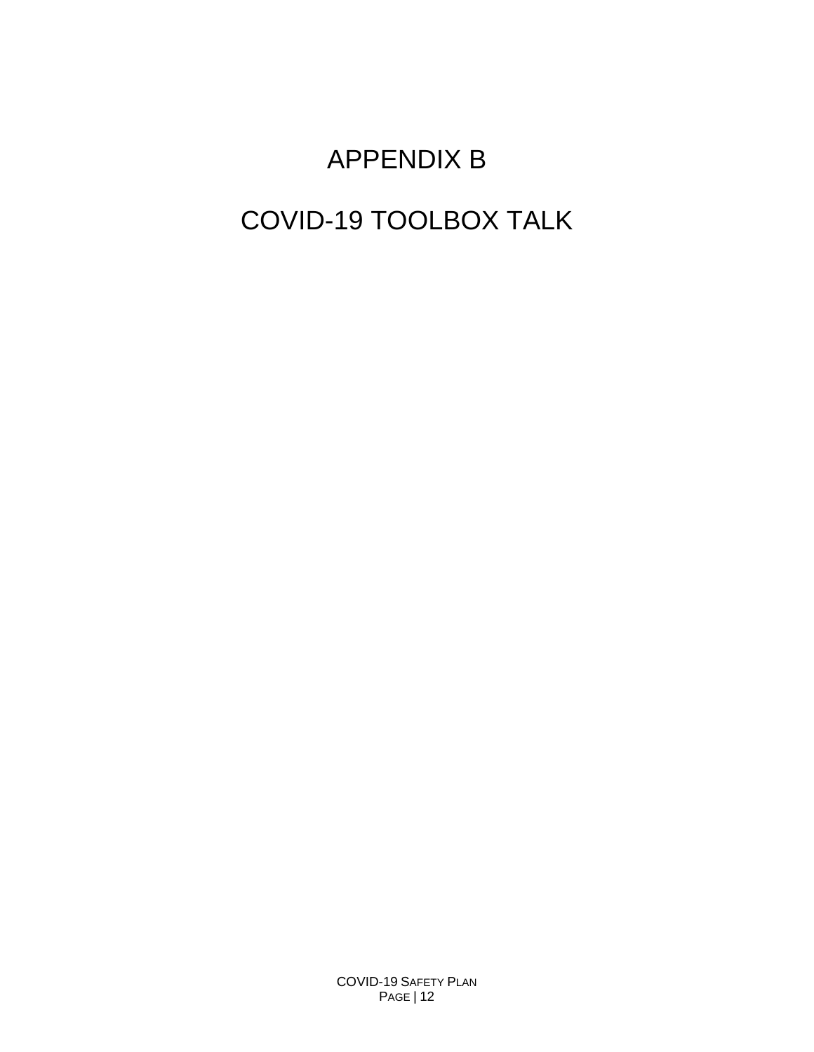# APPENDIX B

# COVID-19 TOOLBOX TALK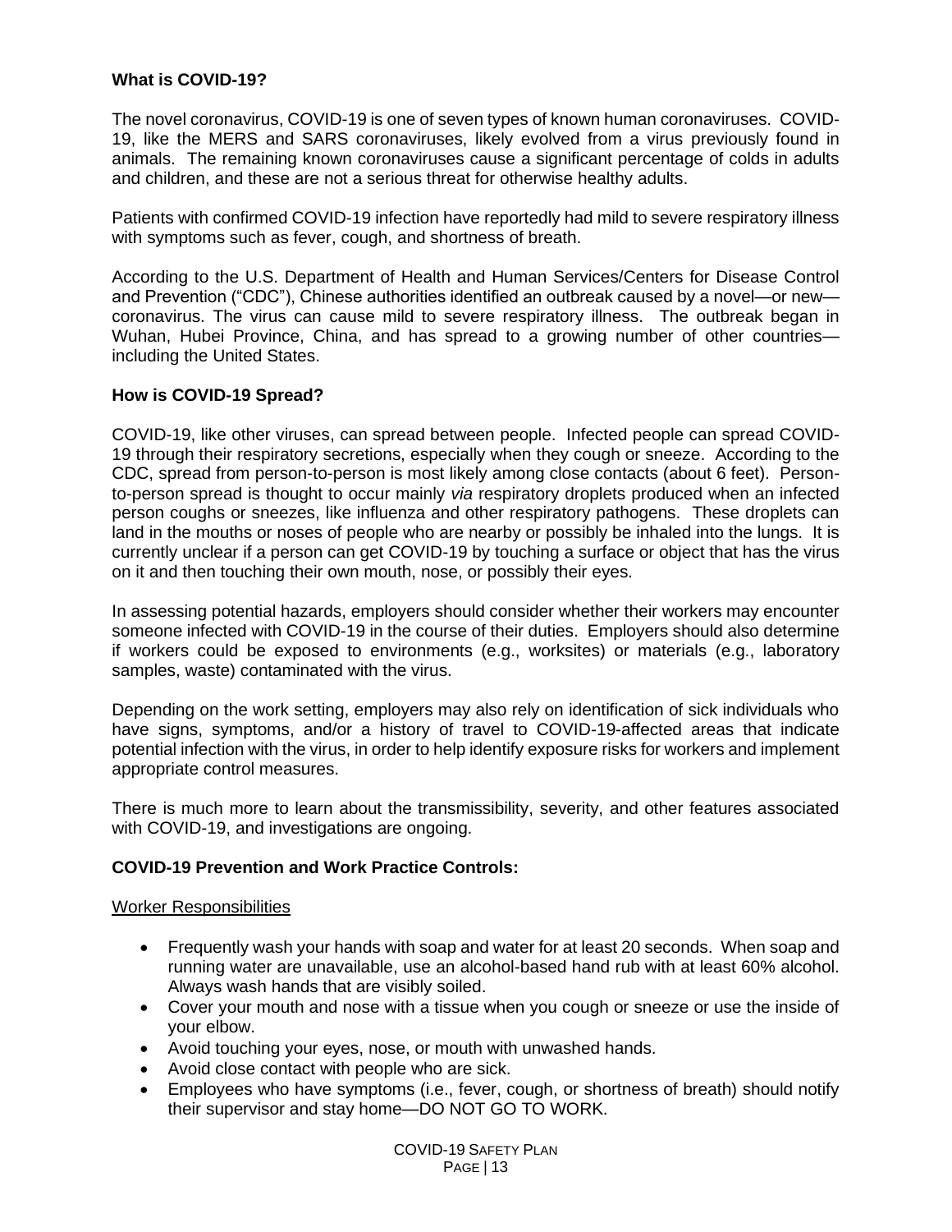### What is COVID-19?

The novel coronavirus, COVID-19 is one of seven types of known human coronaviruses. COVID-19, like the MERS and SARS coronaviruses, likely evolved from a virus previously found in animals. The remaining known coronaviruses cause a significant percentage of colds in adults and children, and these are not a serious threat for otherwise healthy adults.

Patients with confirmed COVID-19 infection have reportedly had mild to severe respiratory illness with symptoms such as fever, cough, and shortness of breath.

According to the U.S. Department of Health and Human Services/Centers for Disease Control and Prevention ("CDC"), Chinese authorities identified an outbreak caused by a novel—or new—coronavirus. The virus can cause mild to severe respiratory illness. The outbreak began in Wuhan, Hubei Province, China, and has spread to a growing number of other countries—including the United States.

### How is COVID-19 Spread?

COVID-19, like other viruses, can spread between people. Infected people can spread COVID-19 through their respiratory secretions, especially when they cough or sneeze. According to the CDC, spread from person-to-person is most likely among close contacts (about 6 feet). Person-to-person spread is thought to occur mainly *via* respiratory droplets produced when an infected person coughs or sneezes, like influenza and other respiratory pathogens. These droplets can land in the mouths or noses of people who are nearby or possibly be inhaled into the lungs. It is currently unclear if a person can get COVID-19 by touching a surface or object that has the virus on it and then touching their own mouth, nose, or possibly their eyes.

In assessing potential hazards, employers should consider whether their workers may encounter someone infected with COVID-19 in the course of their duties. Employers should also determine if workers could be exposed to environments (e.g., worksites) or materials (e.g., laboratory samples, waste) contaminated with the virus.

Depending on the work setting, employers may also rely on identification of sick individuals who have signs, symptoms, and/or a history of travel to COVID-19-affected areas that indicate potential infection with the virus, in order to help identify exposure risks for workers and implement appropriate control measures.

There is much more to learn about the transmissibility, severity, and other features associated with COVID-19, and investigations are ongoing.

### COVID-19 Prevention and Work Practice Controls:

<u>Worker Responsibilities</u>

- Frequently wash your hands with soap and water for at least 20 seconds. When soap and running water are unavailable, use an alcohol-based hand rub with at least 60% alcohol. Always wash hands that are visibly soiled.
- Cover your mouth and nose with a tissue when you cough or sneeze or use the inside of your elbow.
- Avoid touching your eyes, nose, or mouth with unwashed hands.
- Avoid close contact with people who are sick.
- Employees who have symptoms (i.e., fever, cough, or shortness of breath) should notify their supervisor and stay home—DO NOT GO TO WORK.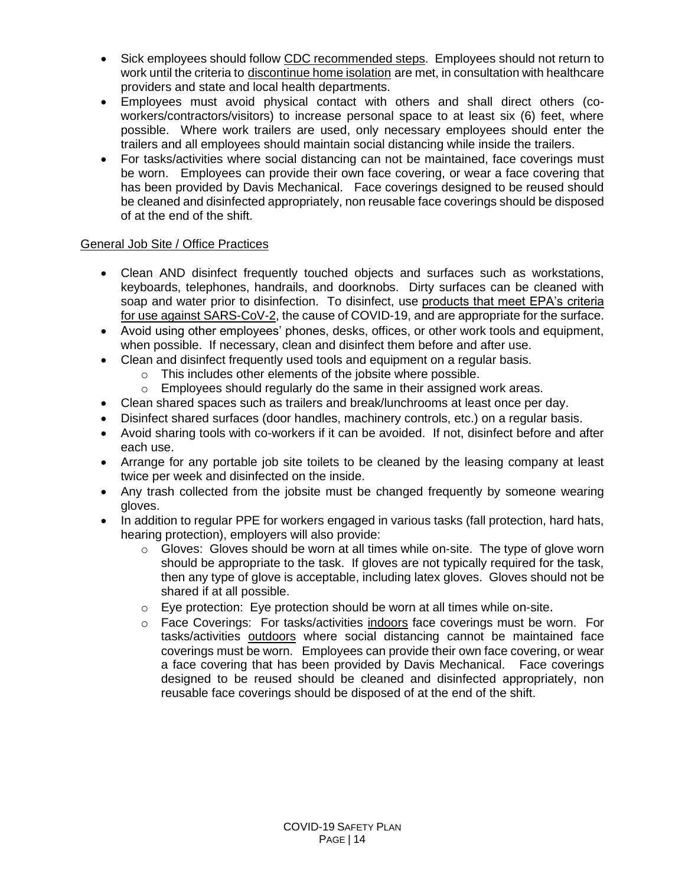- Sick employees should follow CDC recommended steps. Employees should not return to work until the criteria to discontinue home isolation are met, in consultation with healthcare providers and state and local health departments.
- Employees must avoid physical contact with others and shall direct others (co-workers/contractors/visitors) to increase personal space to at least six (6) feet, where possible. Where work trailers are used, only necessary employees should enter the trailers and all employees should maintain social distancing while inside the trailers.
- For tasks/activities where social distancing can not be maintained, face coverings must be worn. Employees can provide their own face covering, or wear a face covering that has been provided by Davis Mechanical. Face coverings designed to be reused should be cleaned and disinfected appropriately, non reusable face coverings should be disposed of at the end of the shift.

General Job Site / Office Practices

- Clean AND disinfect frequently touched objects and surfaces such as workstations, keyboards, telephones, handrails, and doorknobs. Dirty surfaces can be cleaned with soap and water prior to disinfection. To disinfect, use products that meet EPA's criteria for use against SARS-CoV-2, the cause of COVID-19, and are appropriate for the surface.
- Avoid using other employees' phones, desks, offices, or other work tools and equipment, when possible. If necessary, clean and disinfect them before and after use.
- Clean and disinfect frequently used tools and equipment on a regular basis.
  - This includes other elements of the jobsite where possible.
  - Employees should regularly do the same in their assigned work areas.
- Clean shared spaces such as trailers and break/lunchrooms at least once per day.
- Disinfect shared surfaces (door handles, machinery controls, etc.) on a regular basis.
- Avoid sharing tools with co-workers if it can be avoided. If not, disinfect before and after each use.
- Arrange for any portable job site toilets to be cleaned by the leasing company at least twice per week and disinfected on the inside.
- Any trash collected from the jobsite must be changed frequently by someone wearing gloves.
- In addition to regular PPE for workers engaged in various tasks (fall protection, hard hats, hearing protection), employers will also provide:
  - Gloves: Gloves should be worn at all times while on-site. The type of glove worn should be appropriate to the task. If gloves are not typically required for the task, then any type of glove is acceptable, including latex gloves. Gloves should not be shared if at all possible.
  - Eye protection: Eye protection should be worn at all times while on-site.
  - Face Coverings: For tasks/activities indoors face coverings must be worn. For tasks/activities outdoors where social distancing cannot be maintained face coverings must be worn. Employees can provide their own face covering, or wear a face covering that has been provided by Davis Mechanical. Face coverings designed to be reused should be cleaned and disinfected appropriately, non reusable face coverings should be disposed of at the end of the shift.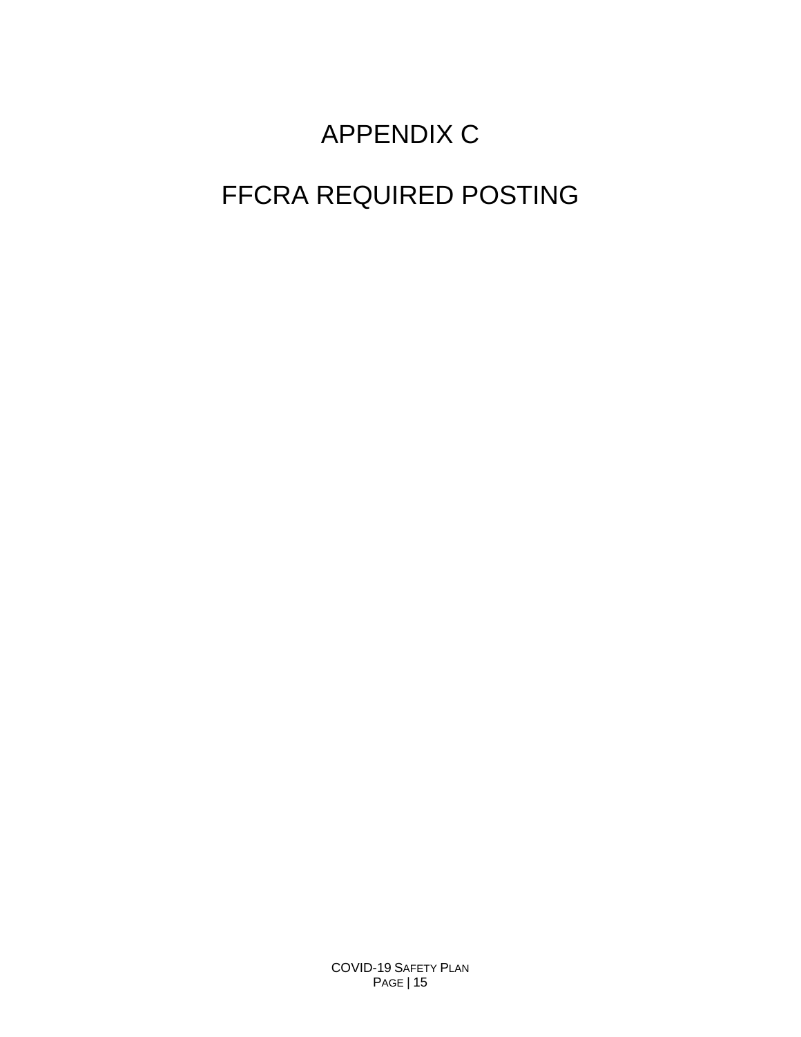# APPENDIX C

# FFCRA REQUIRED POSTING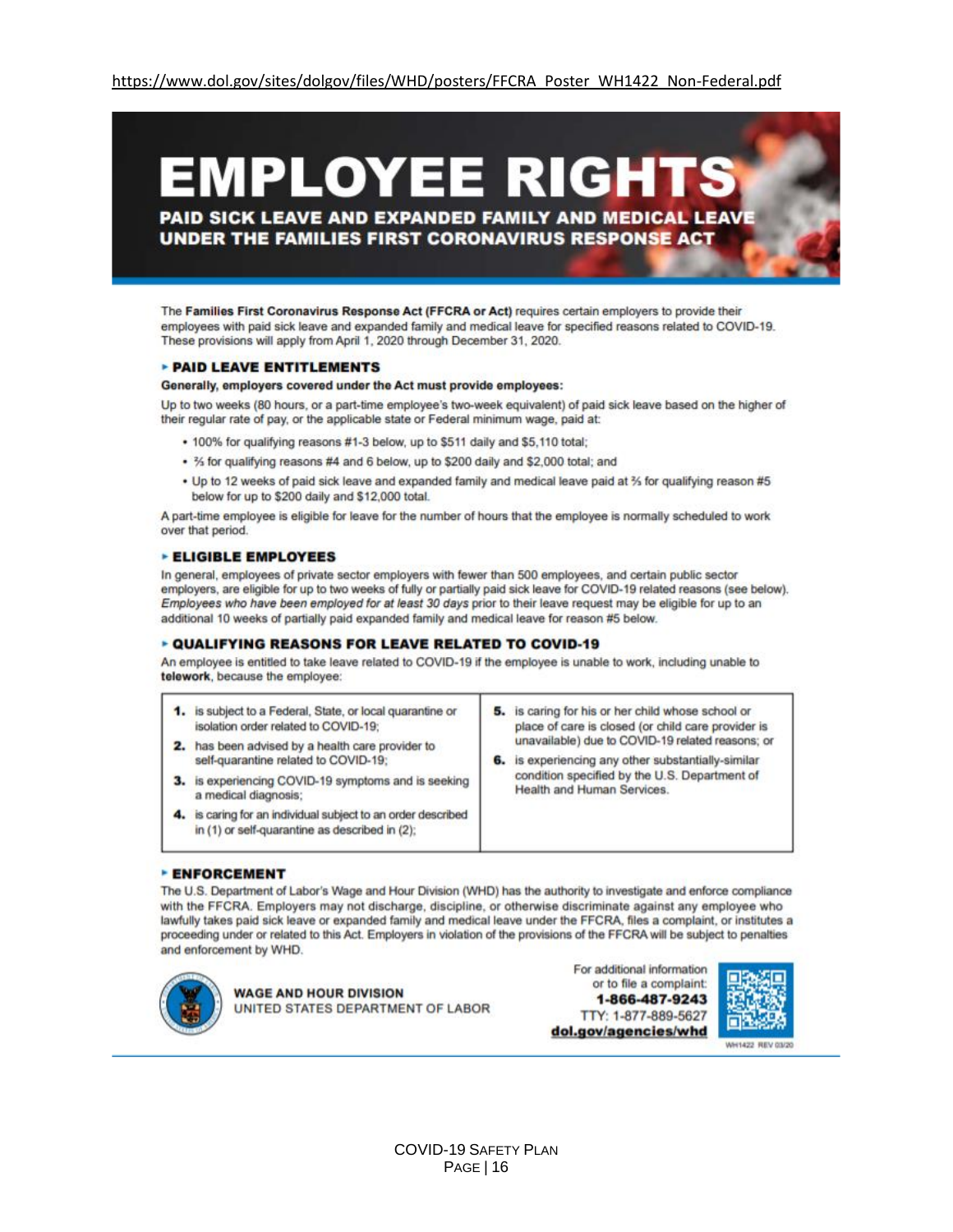https://www.dol.gov/sites/dolgov/files/WHD/posters/FFCRA_Poster_WH1422_Non-Federal.pdf

# EMPLOYEE RIGHTS

## PAID SICK LEAVE AND EXPANDED FAMILY AND MEDICAL LEAVE UNDER THE FAMILIES FIRST CORONAVIRUS RESPONSE ACT

The **Families First Coronavirus Response Act (FFCRA or Act)** requires certain employers to provide their employees with paid sick leave and expanded family and medical leave for specified reasons related to COVID-19. These provisions will apply from April 1, 2020 through December 31, 2020.

### ▸ PAID LEAVE ENTITLEMENTS

**Generally, employers covered under the Act must provide employees:**

Up to two weeks (80 hours, or a part-time employee's two-week equivalent) of paid sick leave based on the higher of their regular rate of pay, or the applicable state or Federal minimum wage, paid at:

- 100% for qualifying reasons #1-3 below, up to $511 daily and $5,110 total;
- ⅔ for qualifying reasons #4 and 6 below, up to $200 daily and $2,000 total; and
- Up to 12 weeks of paid sick leave and expanded family and medical leave paid at ⅔ for qualifying reason #5 below for up to $200 daily and $12,000 total.

A part-time employee is eligible for leave for the number of hours that the employee is normally scheduled to work over that period.

### ▸ ELIGIBLE EMPLOYEES

In general, employees of private sector employers with fewer than 500 employees, and certain public sector employers, are eligible for up to two weeks of fully or partially paid sick leave for COVID-19 related reasons (see below). *Employees who have been employed for at least 30 days* prior to their leave request may be eligible for up to an additional 10 weeks of partially paid expanded family and medical leave for reason #5 below.

### ▸ QUALIFYING REASONS FOR LEAVE RELATED TO COVID-19

An employee is entitled to take leave related to COVID-19 if the employee is unable to work, including unable to **telework**, because the employee:

1. is subject to a Federal, State, or local quarantine or isolation order related to COVID-19;
2. has been advised by a health care provider to self-quarantine related to COVID-19;
3. is experiencing COVID-19 symptoms and is seeking a medical diagnosis;
4. is caring for an individual subject to an order described in (1) or self-quarantine as described in (2);
5. is caring for his or her child whose school or place of care is closed (or child care provider is unavailable) due to COVID-19 related reasons; or
6. is experiencing any other substantially-similar condition specified by the U.S. Department of Health and Human Services.

### ▸ ENFORCEMENT

The U.S. Department of Labor's Wage and Hour Division (WHD) has the authority to investigate and enforce compliance with the FFCRA. Employers may not discharge, discipline, or otherwise discriminate against any employee who lawfully takes paid sick leave or expanded family and medical leave under the FFCRA, files a complaint, or institutes a proceeding under or related to this Act. Employers in violation of the provisions of the FFCRA will be subject to penalties and enforcement by WHD.

**WAGE AND HOUR DIVISION**
UNITED STATES DEPARTMENT OF LABOR

For additional information or to file a complaint:
**1-866-487-9243**
TTY: 1-877-889-5627
**dol.gov/agencies/whd**

WH1422 REV 03/20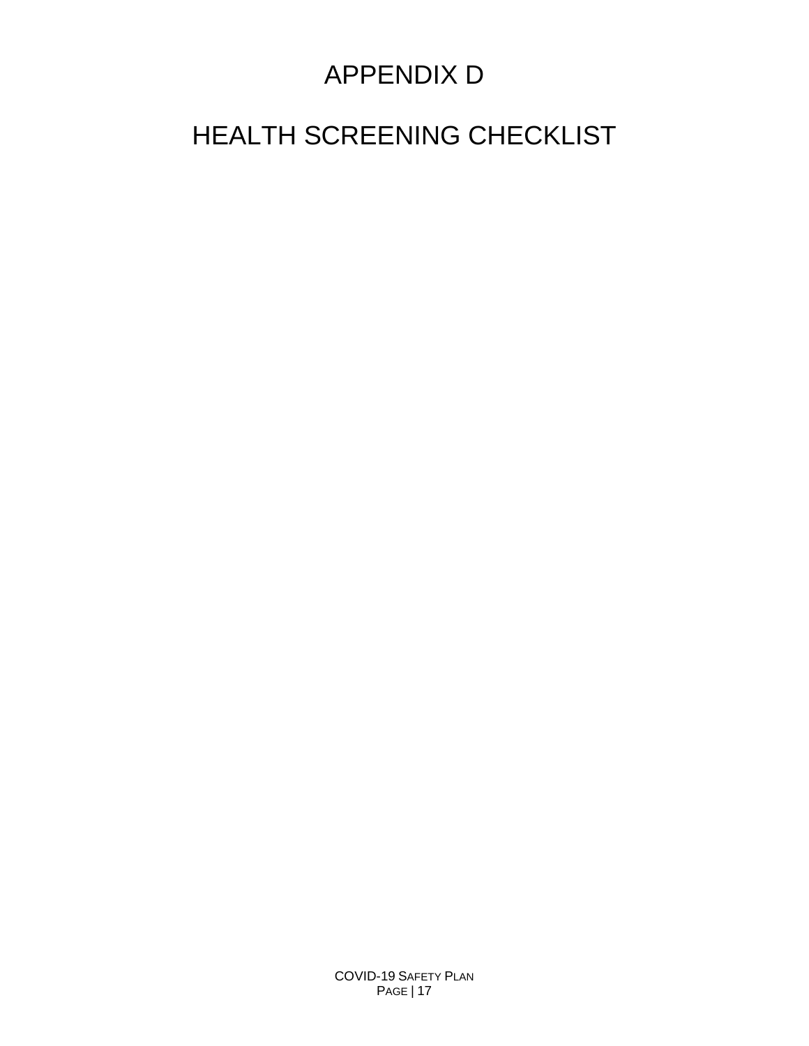# APPENDIX D

# HEALTH SCREENING CHECKLIST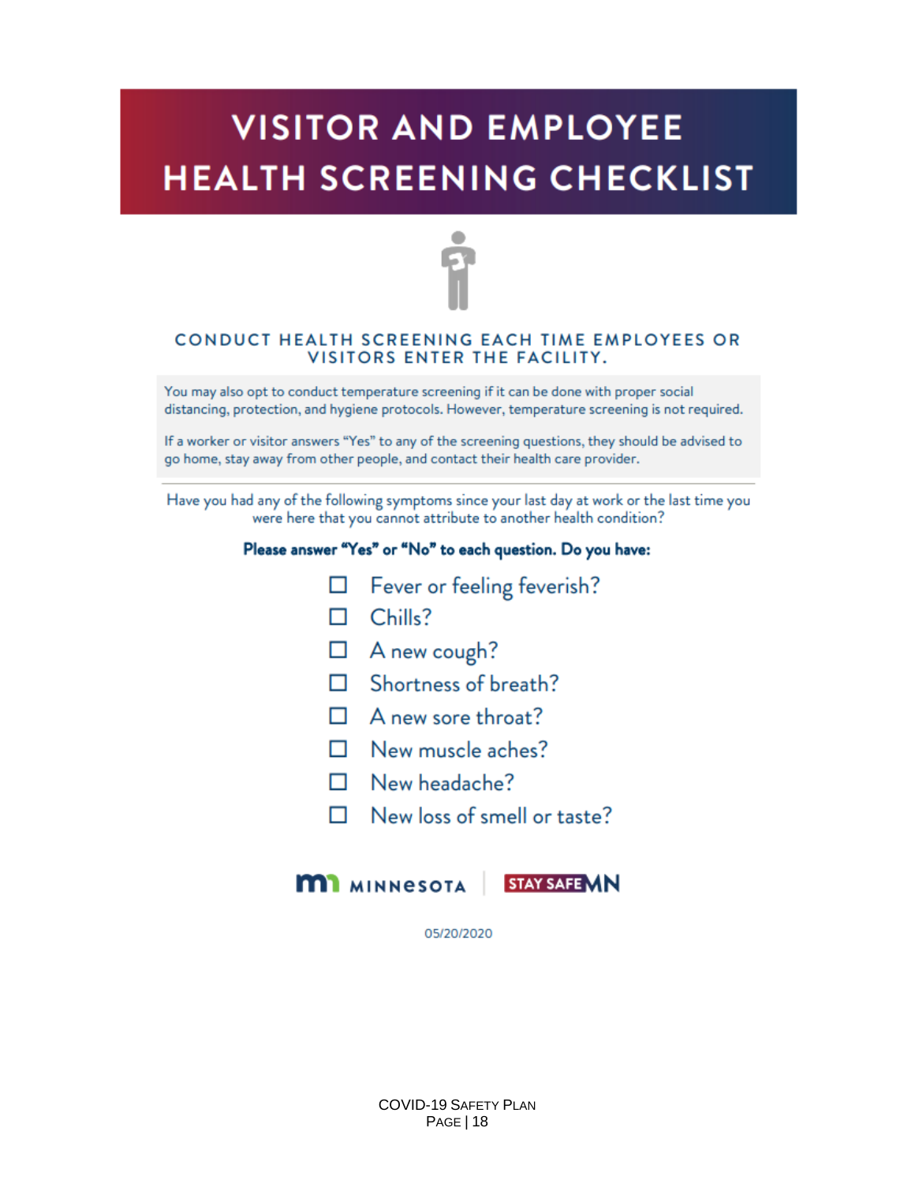# VISITOR AND EMPLOYEE HEALTH SCREENING CHECKLIST

## CONDUCT HEALTH SCREENING EACH TIME EMPLOYEES OR VISITORS ENTER THE FACILITY.

You may also opt to conduct temperature screening if it can be done with proper social distancing, protection, and hygiene protocols. However, temperature screening is not required.

If a worker or visitor answers "Yes" to any of the screening questions, they should be advised to go home, stay away from other people, and contact their health care provider.

---

Have you had any of the following symptoms since your last day at work or the last time you were here that you cannot attribute to another health condition?

**Please answer "Yes" or "No" to each question. Do you have:**

- ☐ Fever or feeling feverish?
- ☐ Chills?
- ☐ A new cough?
- ☐ Shortness of breath?
- ☐ A new sore throat?
- ☐ New muscle aches?
- ☐ New headache?
- ☐ New loss of smell or taste?

MINNESOTA | STAY SAFE MN

05/20/2020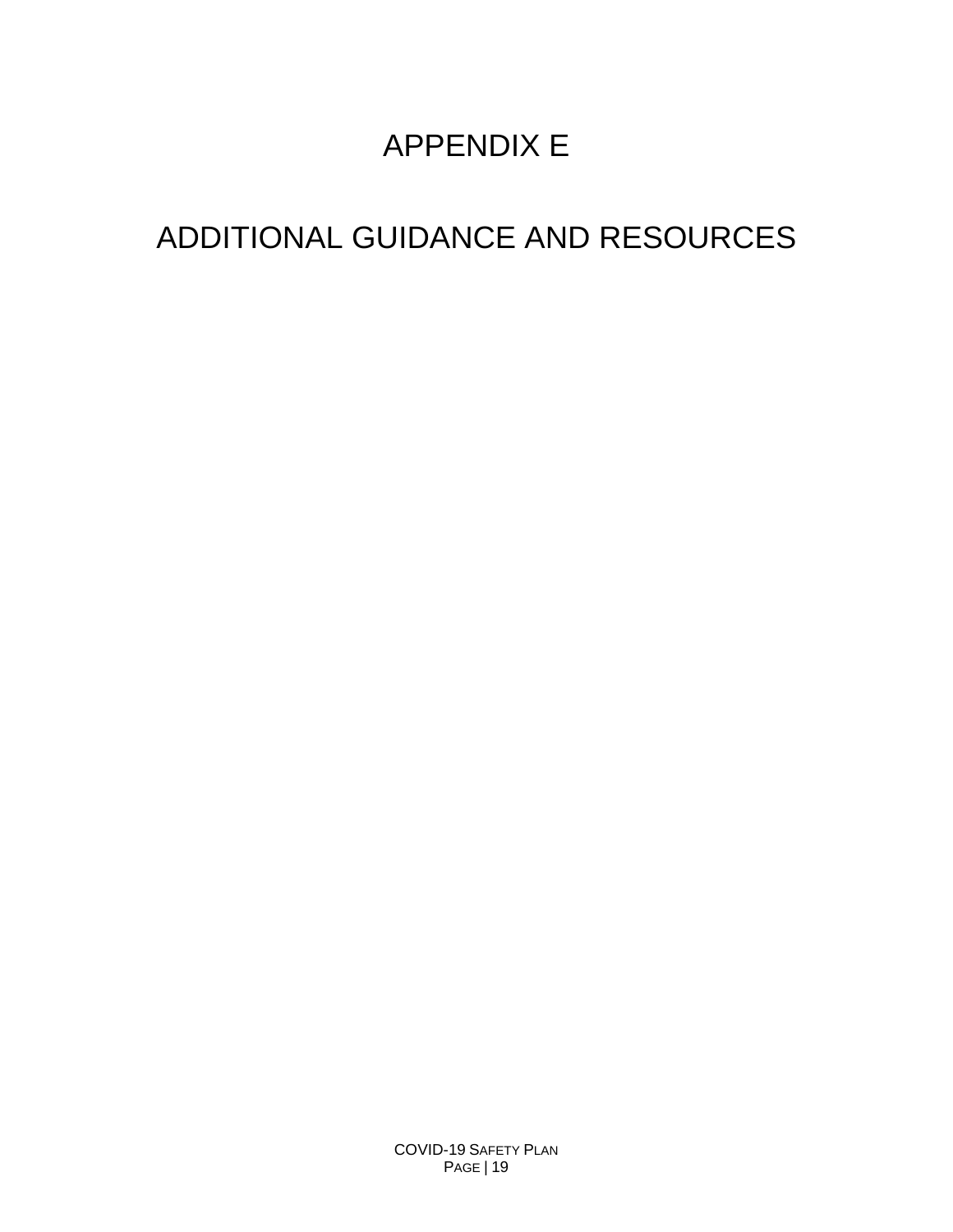# APPENDIX E

# ADDITIONAL GUIDANCE AND RESOURCES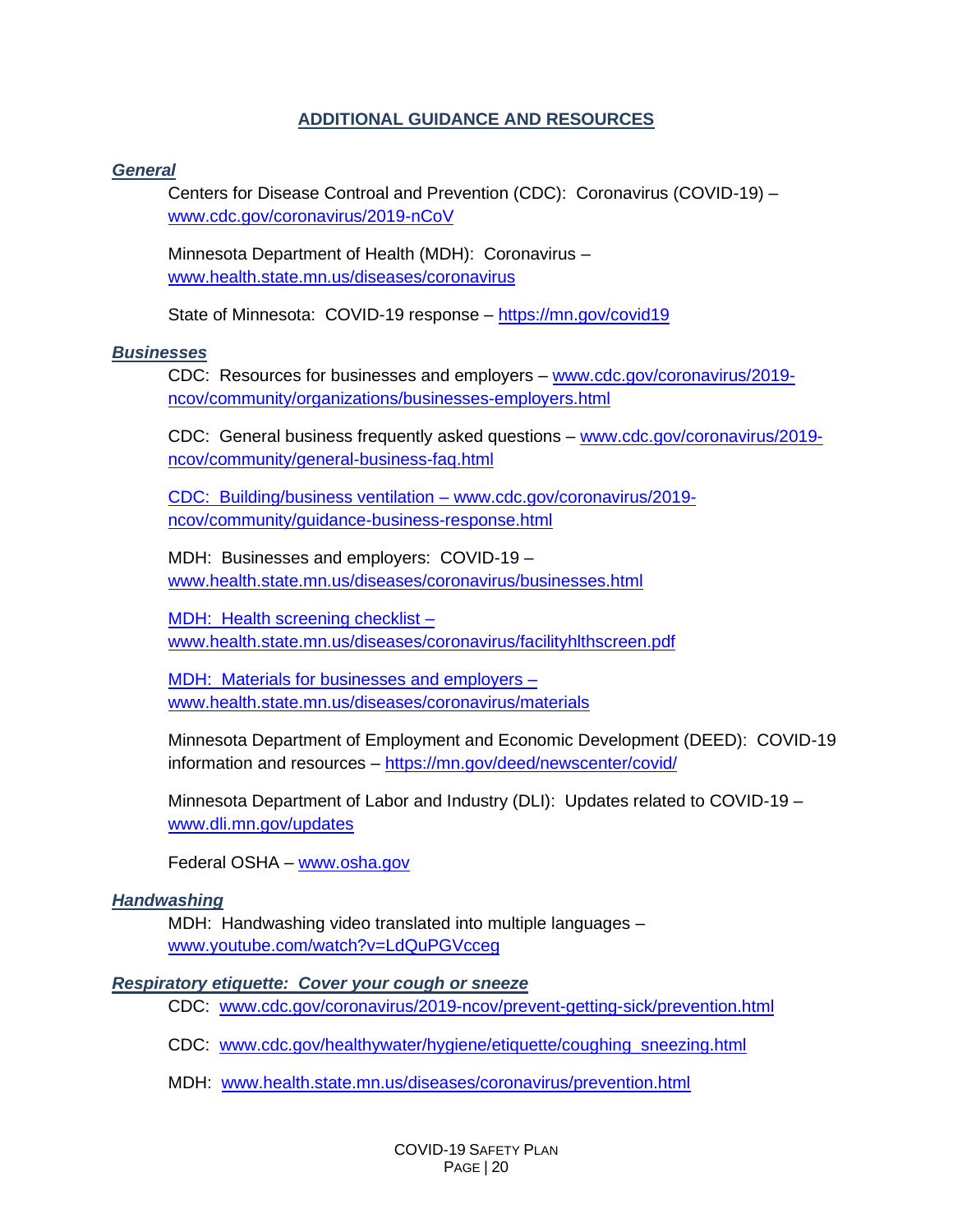## ADDITIONAL GUIDANCE AND RESOURCES

***General***

Centers for Disease Controal and Prevention (CDC): Coronavirus (COVID-19) – www.cdc.gov/coronavirus/2019-nCoV

Minnesota Department of Health (MDH): Coronavirus – www.health.state.mn.us/diseases/coronavirus

State of Minnesota: COVID-19 response – https://mn.gov/covid19

***Businesses***

CDC: Resources for businesses and employers – www.cdc.gov/coronavirus/2019-ncov/community/organizations/businesses-employers.html

CDC: General business frequently asked questions – www.cdc.gov/coronavirus/2019-ncov/community/general-business-faq.html

CDC: Building/business ventilation – www.cdc.gov/coronavirus/2019-ncov/community/guidance-business-response.html

MDH: Businesses and employers: COVID-19 – www.health.state.mn.us/diseases/coronavirus/businesses.html

MDH: Health screening checklist – www.health.state.mn.us/diseases/coronavirus/facilityhlthscreen.pdf

MDH: Materials for businesses and employers – www.health.state.mn.us/diseases/coronavirus/materials

Minnesota Department of Employment and Economic Development (DEED): COVID-19 information and resources – https://mn.gov/deed/newscenter/covid/

Minnesota Department of Labor and Industry (DLI): Updates related to COVID-19 – www.dli.mn.gov/updates

Federal OSHA – www.osha.gov

***Handwashing***

MDH: Handwashing video translated into multiple languages – www.youtube.com/watch?v=LdQuPGVcceg

***Respiratory etiquette: Cover your cough or sneeze***

CDC: www.cdc.gov/coronavirus/2019-ncov/prevent-getting-sick/prevention.html

CDC: www.cdc.gov/healthywater/hygiene/etiquette/coughing_sneezing.html

MDH: www.health.state.mn.us/diseases/coronavirus/prevention.html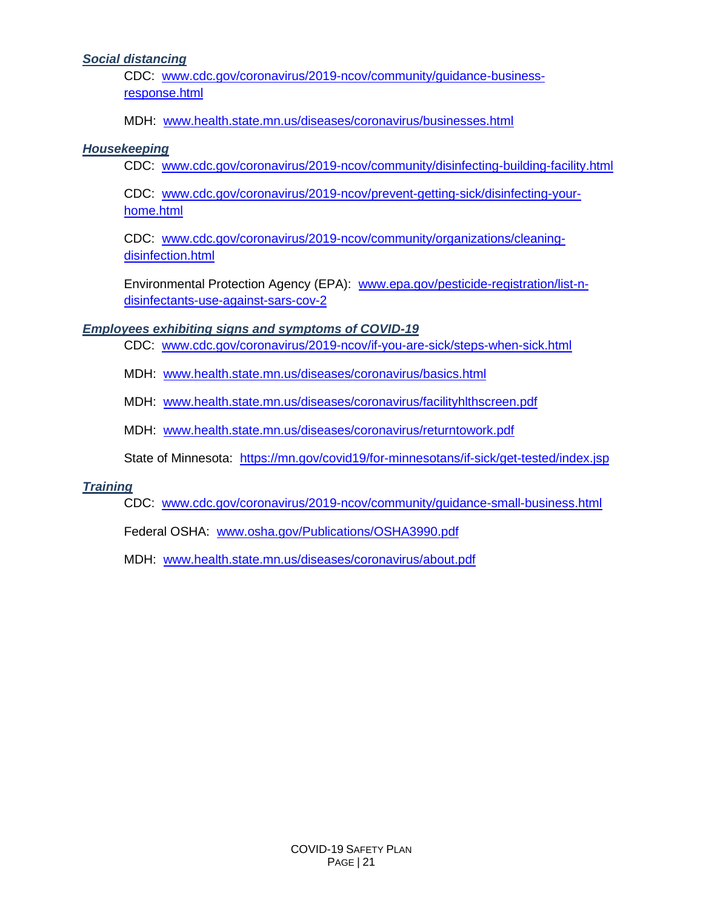***Social distancing***

CDC: [www.cdc.gov/coronavirus/2019-ncov/community/guidance-business-response.html](www.cdc.gov/coronavirus/2019-ncov/community/guidance-business-response.html)

MDH: [www.health.state.mn.us/diseases/coronavirus/businesses.html](www.health.state.mn.us/diseases/coronavirus/businesses.html)

***Housekeeping***

CDC: [www.cdc.gov/coronavirus/2019-ncov/community/disinfecting-building-facility.html](www.cdc.gov/coronavirus/2019-ncov/community/disinfecting-building-facility.html)

CDC: [www.cdc.gov/coronavirus/2019-ncov/prevent-getting-sick/disinfecting-your-home.html](www.cdc.gov/coronavirus/2019-ncov/prevent-getting-sick/disinfecting-your-home.html)

CDC: [www.cdc.gov/coronavirus/2019-ncov/community/organizations/cleaning-disinfection.html](www.cdc.gov/coronavirus/2019-ncov/community/organizations/cleaning-disinfection.html)

Environmental Protection Agency (EPA): [www.epa.gov/pesticide-registration/list-n-disinfectants-use-against-sars-cov-2](www.epa.gov/pesticide-registration/list-n-disinfectants-use-against-sars-cov-2)

***Employees exhibiting signs and symptoms of COVID-19***

CDC: [www.cdc.gov/coronavirus/2019-ncov/if-you-are-sick/steps-when-sick.html](www.cdc.gov/coronavirus/2019-ncov/if-you-are-sick/steps-when-sick.html)

MDH: [www.health.state.mn.us/diseases/coronavirus/basics.html](www.health.state.mn.us/diseases/coronavirus/basics.html)

MDH: [www.health.state.mn.us/diseases/coronavirus/facilityhlthscreen.pdf](www.health.state.mn.us/diseases/coronavirus/facilityhlthscreen.pdf)

MDH: [www.health.state.mn.us/diseases/coronavirus/returntowork.pdf](www.health.state.mn.us/diseases/coronavirus/returntowork.pdf)

State of Minnesota: [https://mn.gov/covid19/for-minnesotans/if-sick/get-tested/index.jsp](https://mn.gov/covid19/for-minnesotans/if-sick/get-tested/index.jsp)

***Training***

CDC: [www.cdc.gov/coronavirus/2019-ncov/community/guidance-small-business.html](www.cdc.gov/coronavirus/2019-ncov/community/guidance-small-business.html)

Federal OSHA: [www.osha.gov/Publications/OSHA3990.pdf](www.osha.gov/Publications/OSHA3990.pdf)

MDH: [www.health.state.mn.us/diseases/coronavirus/about.pdf](www.health.state.mn.us/diseases/coronavirus/about.pdf)